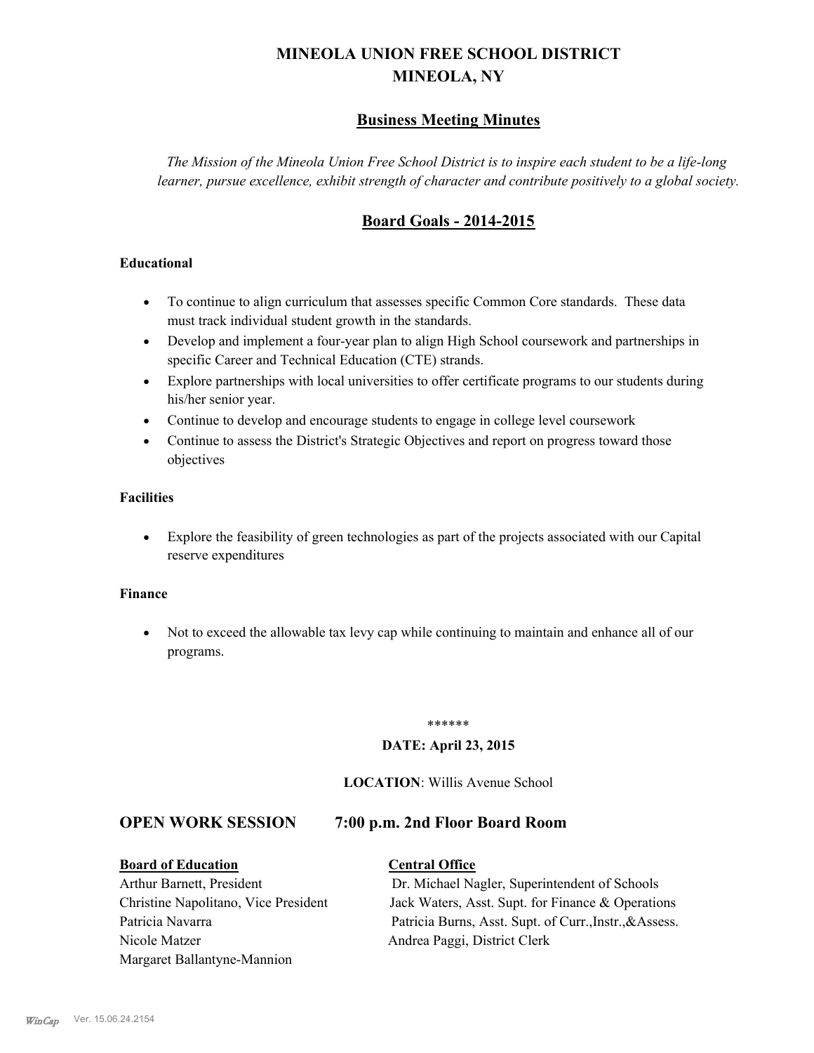# MINEOLA UNION FREE SCHOOL DISTRICT
# MINEOLA, NY

## Business Meeting Minutes

*The Mission of the Mineola Union Free School District is to inspire each student to be a life-long learner, pursue excellence, exhibit strength of character and contribute positively to a global society.*

## Board Goals - 2014-2015

**Educational**

- To continue to align curriculum that assesses specific Common Core standards. These data must track individual student growth in the standards.
- Develop and implement a four-year plan to align High School coursework and partnerships in specific Career and Technical Education (CTE) strands.
- Explore partnerships with local universities to offer certificate programs to our students during his/her senior year.
- Continue to develop and encourage students to engage in college level coursework
- Continue to assess the District's Strategic Objectives and report on progress toward those objectives

**Facilities**

- Explore the feasibility of green technologies as part of the projects associated with our Capital reserve expenditures

**Finance**

- Not to exceed the allowable tax levy cap while continuing to maintain and enhance all of our programs.

******

**DATE: April 23, 2015**

**LOCATION**: Willis Avenue School

## OPEN WORK SESSION 7:00 p.m. 2nd Floor Board Room

**Board of Education**

Arthur Barnett, President
Christine Napolitano, Vice President
Patricia Navarra
Nicole Matzer
Margaret Ballantyne-Mannion

**Central Office**

Dr. Michael Nagler, Superintendent of Schools
Jack Waters, Asst. Supt. for Finance & Operations
Patricia Burns, Asst. Supt. of Curr.,Instr.,&Assess.
Andrea Paggi, District Clerk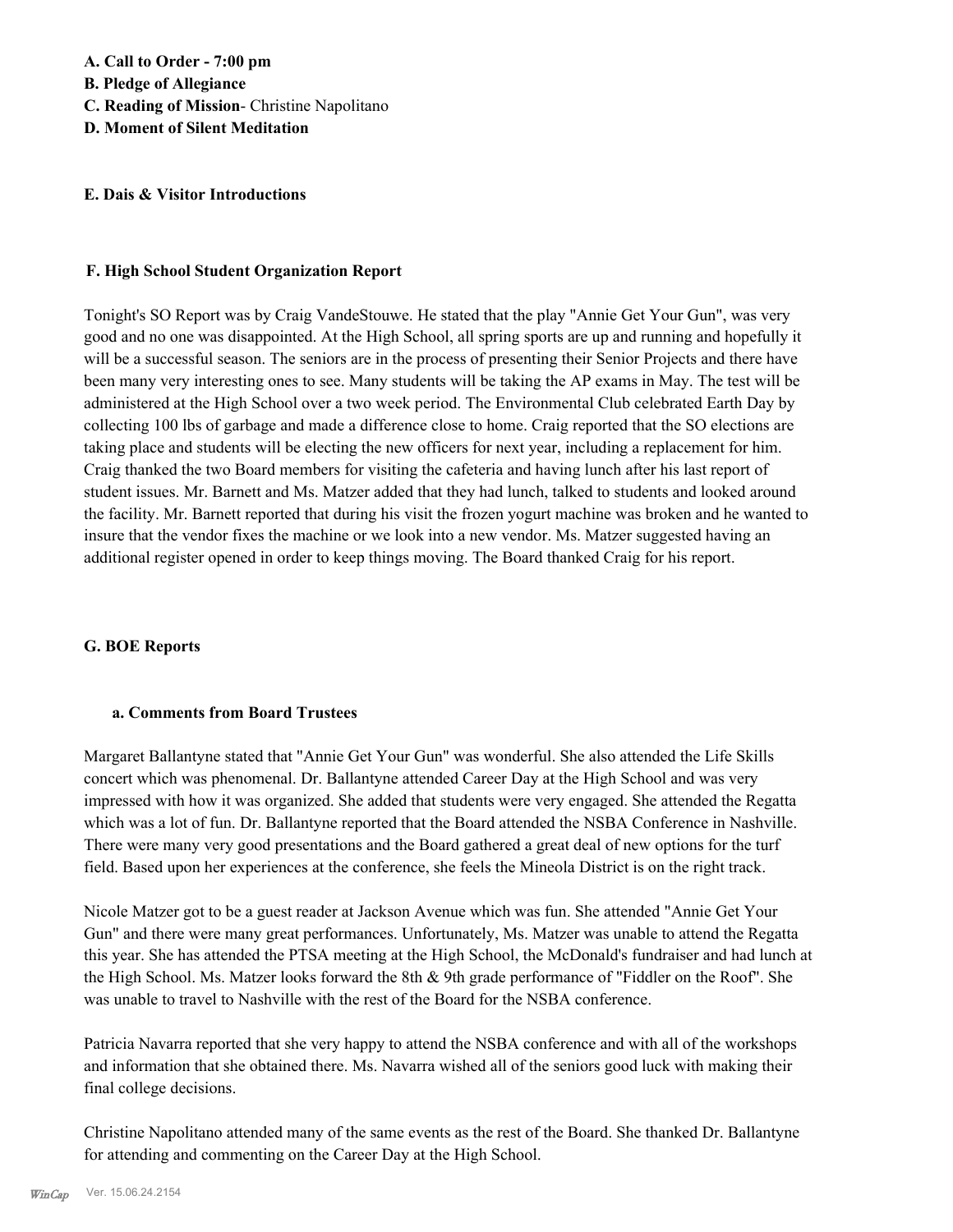**A. Call to Order - 7:00 pm**
**B. Pledge of Allegiance**
**C. Reading of Mission**- Christine Napolitano
**D. Moment of Silent Meditation**

**E. Dais & Visitor Introductions**

**F. High School Student Organization Report**

Tonight's SO Report was by Craig VandeStouwe. He stated that the play "Annie Get Your Gun", was very good and no one was disappointed. At the High School, all spring sports are up and running and hopefully it will be a successful season. The seniors are in the process of presenting their Senior Projects and there have been many very interesting ones to see. Many students will be taking the AP exams in May. The test will be administered at the High School over a two week period. The Environmental Club celebrated Earth Day by collecting 100 lbs of garbage and made a difference close to home. Craig reported that the SO elections are taking place and students will be electing the new officers for next year, including a replacement for him. Craig thanked the two Board members for visiting the cafeteria and having lunch after his last report of student issues. Mr. Barnett and Ms. Matzer added that they had lunch, talked to students and looked around the facility. Mr. Barnett reported that during his visit the frozen yogurt machine was broken and he wanted to insure that the vendor fixes the machine or we look into a new vendor. Ms. Matzer suggested having an additional register opened in order to keep things moving. The Board thanked Craig for his report.

**G. BOE Reports**

**a. Comments from Board Trustees**

Margaret Ballantyne stated that "Annie Get Your Gun" was wonderful. She also attended the Life Skills concert which was phenomenal. Dr. Ballantyne attended Career Day at the High School and was very impressed with how it was organized. She added that students were very engaged. She attended the Regatta which was a lot of fun. Dr. Ballantyne reported that the Board attended the NSBA Conference in Nashville. There were many very good presentations and the Board gathered a great deal of new options for the turf field. Based upon her experiences at the conference, she feels the Mineola District is on the right track.

Nicole Matzer got to be a guest reader at Jackson Avenue which was fun. She attended "Annie Get Your Gun" and there were many great performances. Unfortunately, Ms. Matzer was unable to attend the Regatta this year. She has attended the PTSA meeting at the High School, the McDonald's fundraiser and had lunch at the High School. Ms. Matzer looks forward the 8th & 9th grade performance of "Fiddler on the Roof". She was unable to travel to Nashville with the rest of the Board for the NSBA conference.

Patricia Navarra reported that she very happy to attend the NSBA conference and with all of the workshops and information that she obtained there. Ms. Navarra wished all of the seniors good luck with making their final college decisions.

Christine Napolitano attended many of the same events as the rest of the Board. She thanked Dr. Ballantyne for attending and commenting on the Career Day at the High School.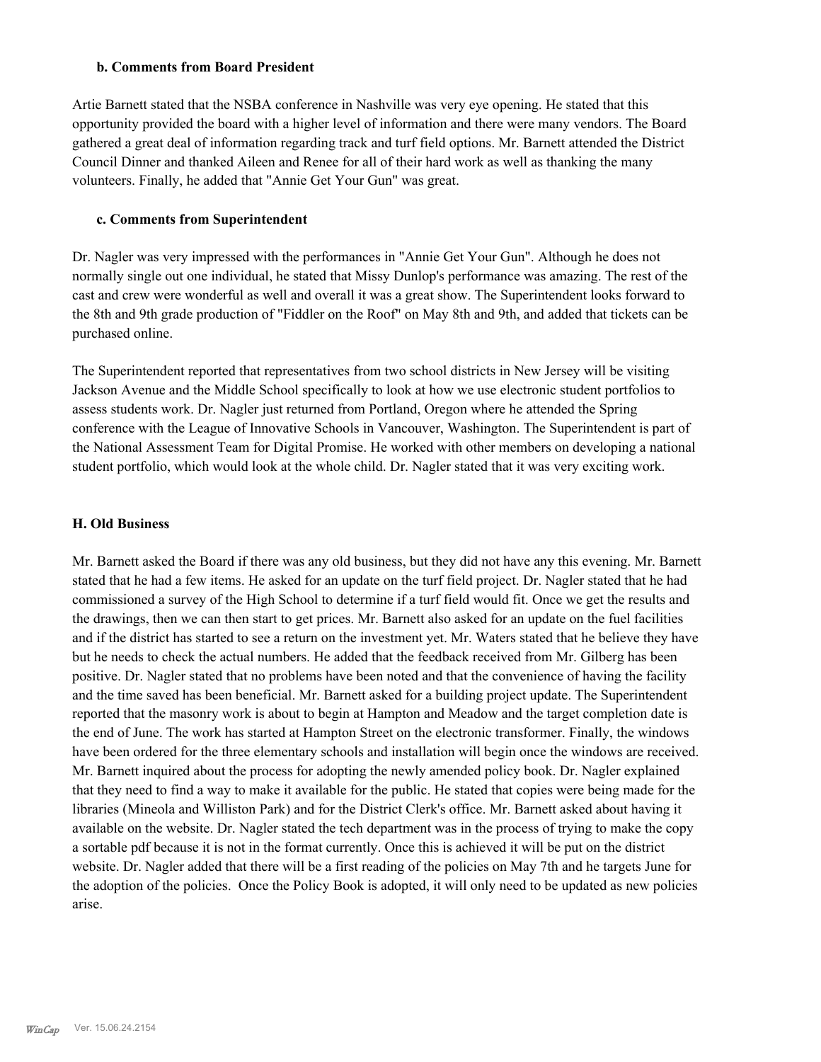**b. Comments from Board President**

Artie Barnett stated that the NSBA conference in Nashville was very eye opening. He stated that this opportunity provided the board with a higher level of information and there were many vendors. The Board gathered a great deal of information regarding track and turf field options. Mr. Barnett attended the District Council Dinner and thanked Aileen and Renee for all of their hard work as well as thanking the many volunteers. Finally, he added that "Annie Get Your Gun" was great.

**c. Comments from Superintendent**

Dr. Nagler was very impressed with the performances in "Annie Get Your Gun". Although he does not normally single out one individual, he stated that Missy Dunlop's performance was amazing. The rest of the cast and crew were wonderful as well and overall it was a great show. The Superintendent looks forward to the 8th and 9th grade production of "Fiddler on the Roof" on May 8th and 9th, and added that tickets can be purchased online.

The Superintendent reported that representatives from two school districts in New Jersey will be visiting Jackson Avenue and the Middle School specifically to look at how we use electronic student portfolios to assess students work. Dr. Nagler just returned from Portland, Oregon where he attended the Spring conference with the League of Innovative Schools in Vancouver, Washington. The Superintendent is part of the National Assessment Team for Digital Promise. He worked with other members on developing a national student portfolio, which would look at the whole child. Dr. Nagler stated that it was very exciting work.

**H. Old Business**

Mr. Barnett asked the Board if there was any old business, but they did not have any this evening. Mr. Barnett stated that he had a few items. He asked for an update on the turf field project. Dr. Nagler stated that he had commissioned a survey of the High School to determine if a turf field would fit. Once we get the results and the drawings, then we can then start to get prices. Mr. Barnett also asked for an update on the fuel facilities and if the district has started to see a return on the investment yet. Mr. Waters stated that he believe they have but he needs to check the actual numbers. He added that the feedback received from Mr. Gilberg has been positive. Dr. Nagler stated that no problems have been noted and that the convenience of having the facility and the time saved has been beneficial. Mr. Barnett asked for a building project update. The Superintendent reported that the masonry work is about to begin at Hampton and Meadow and the target completion date is the end of June. The work has started at Hampton Street on the electronic transformer. Finally, the windows have been ordered for the three elementary schools and installation will begin once the windows are received. Mr. Barnett inquired about the process for adopting the newly amended policy book. Dr. Nagler explained that they need to find a way to make it available for the public. He stated that copies were being made for the libraries (Mineola and Williston Park) and for the District Clerk's office. Mr. Barnett asked about having it available on the website. Dr. Nagler stated the tech department was in the process of trying to make the copy a sortable pdf because it is not in the format currently. Once this is achieved it will be put on the district website. Dr. Nagler added that there will be a first reading of the policies on May 7th and he targets June for the adoption of the policies. Once the Policy Book is adopted, it will only need to be updated as new policies arise.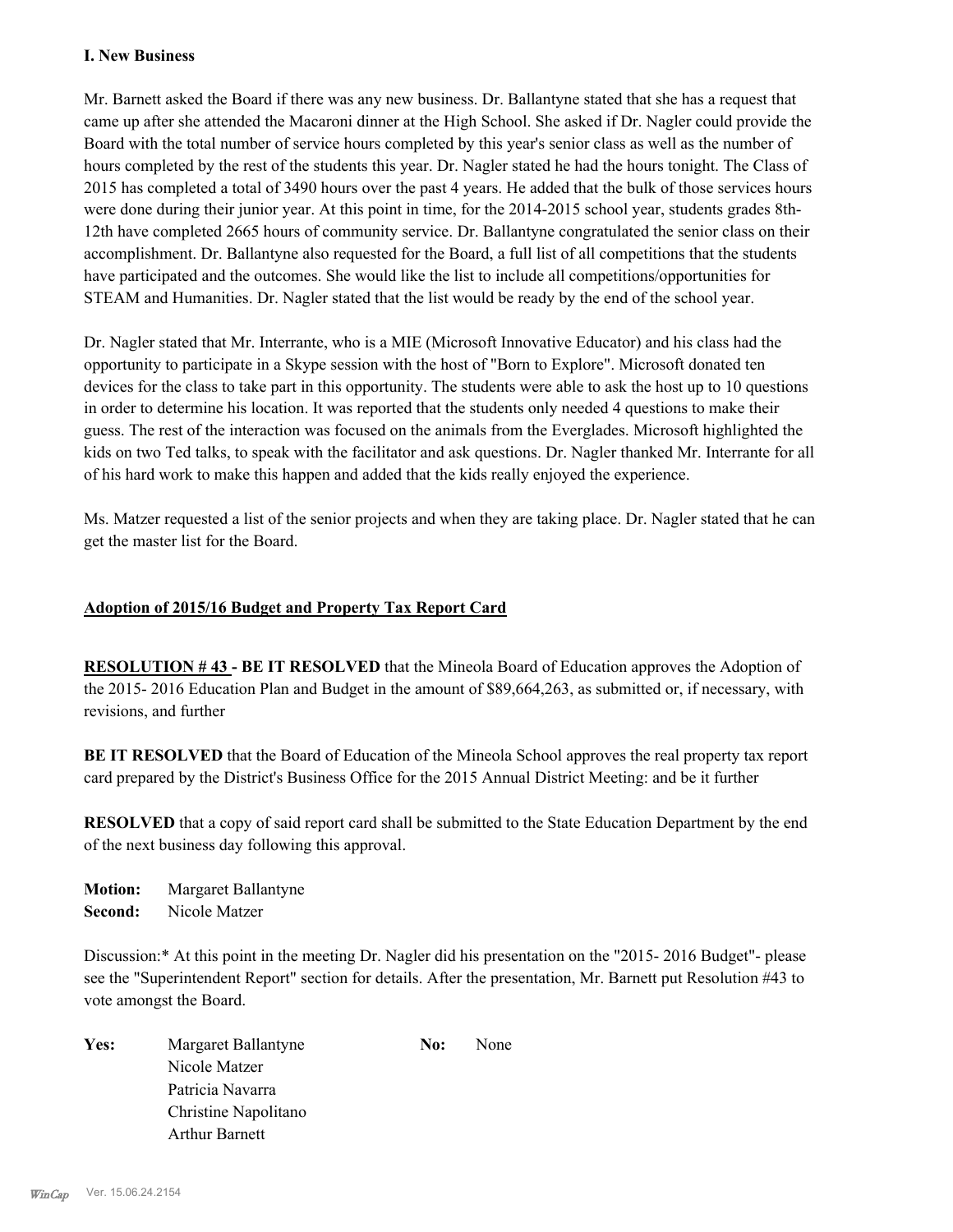**I. New Business**

Mr. Barnett asked the Board if there was any new business. Dr. Ballantyne stated that she has a request that came up after she attended the Macaroni dinner at the High School. She asked if Dr. Nagler could provide the Board with the total number of service hours completed by this year's senior class as well as the number of hours completed by the rest of the students this year. Dr. Nagler stated he had the hours tonight. The Class of 2015 has completed a total of 3490 hours over the past 4 years. He added that the bulk of those services hours were done during their junior year. At this point in time, for the 2014-2015 school year, students grades 8th-12th have completed 2665 hours of community service. Dr. Ballantyne congratulated the senior class on their accomplishment. Dr. Ballantyne also requested for the Board, a full list of all competitions that the students have participated and the outcomes. She would like the list to include all competitions/opportunities for STEAM and Humanities. Dr. Nagler stated that the list would be ready by the end of the school year.

Dr. Nagler stated that Mr. Interrante, who is a MIE (Microsoft Innovative Educator) and his class had the opportunity to participate in a Skype session with the host of "Born to Explore". Microsoft donated ten devices for the class to take part in this opportunity. The students were able to ask the host up to 10 questions in order to determine his location. It was reported that the students only needed 4 questions to make their guess. The rest of the interaction was focused on the animals from the Everglades. Microsoft highlighted the kids on two Ted talks, to speak with the facilitator and ask questions. Dr. Nagler thanked Mr. Interrante for all of his hard work to make this happen and added that the kids really enjoyed the experience.

Ms. Matzer requested a list of the senior projects and when they are taking place. Dr. Nagler stated that he can get the master list for the Board.

**Adoption of 2015/16 Budget and Property Tax Report Card**

**RESOLUTION # 43 - BE IT RESOLVED** that the Mineola Board of Education approves the Adoption of the 2015- 2016 Education Plan and Budget in the amount of $89,664,263, as submitted or, if necessary, with revisions, and further

**BE IT RESOLVED** that the Board of Education of the Mineola School approves the real property tax report card prepared by the District's Business Office for the 2015 Annual District Meeting: and be it further

**RESOLVED** that a copy of said report card shall be submitted to the State Education Department by the end of the next business day following this approval.

**Motion:** Margaret Ballantyne
**Second:** Nicole Matzer

Discussion:* At this point in the meeting Dr. Nagler did his presentation on the "2015- 2016 Budget"- please see the "Superintendent Report" section for details. After the presentation, Mr. Barnett put Resolution #43 to vote amongst the Board.

| **Yes:** | | **No:** | |
|---|---|---|---|
| | Margaret Ballantyne | | None |
| | Nicole Matzer | | |
| | Patricia Navarra | | |
| | Christine Napolitano | | |
| | Arthur Barnett | | |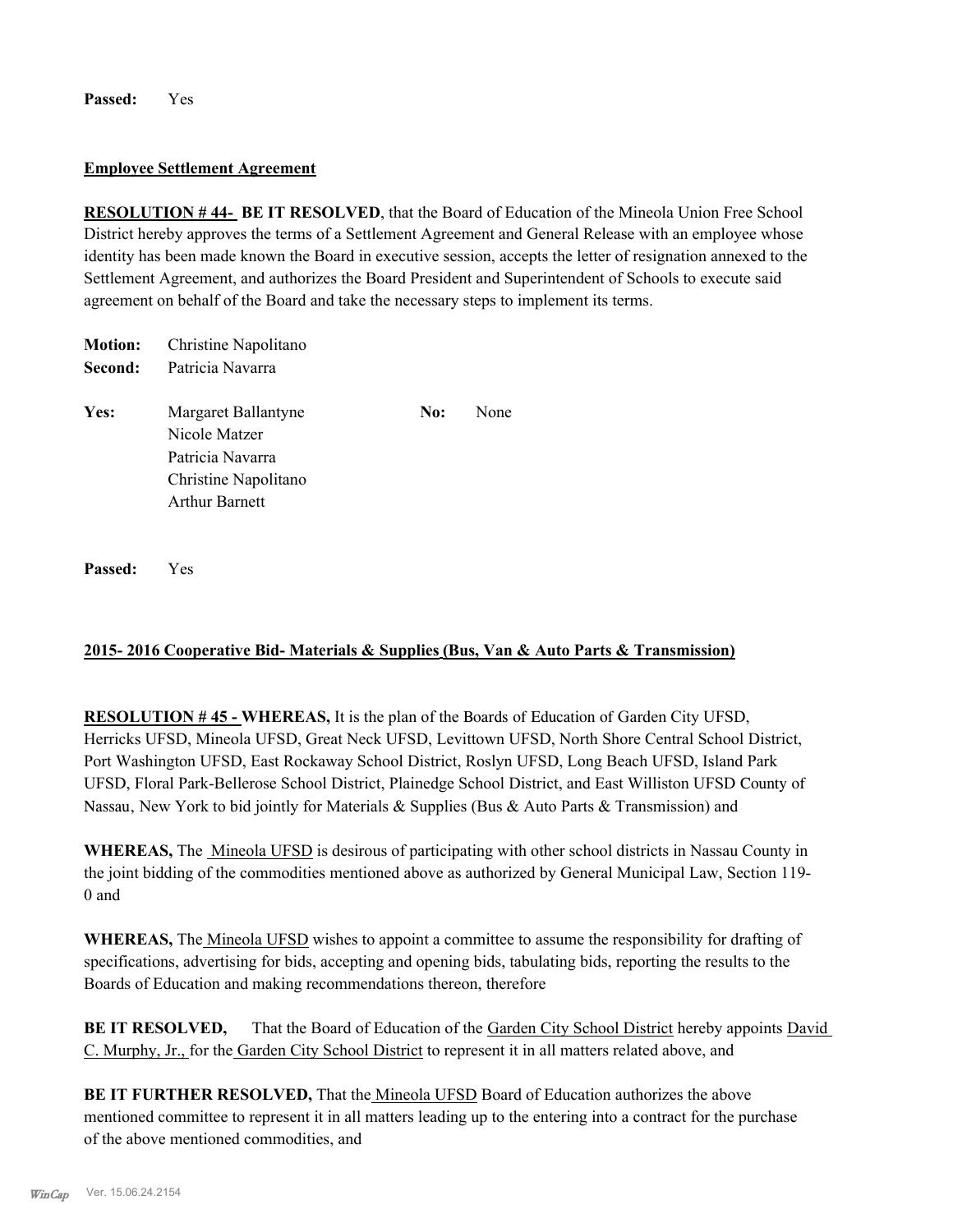**Passed:** Yes

**Employee Settlement Agreement**

**RESOLUTION # 44- BE IT RESOLVED**, that the Board of Education of the Mineola Union Free School District hereby approves the terms of a Settlement Agreement and General Release with an employee whose identity has been made known the Board in executive session, accepts the letter of resignation annexed to the Settlement Agreement, and authorizes the Board President and Superintendent of Schools to execute said agreement on behalf of the Board and take the necessary steps to implement its terms.

**Motion:** Christine Napolitano
**Second:** Patricia Navarra

**Yes:** Margaret Ballantyne, Nicole Matzer, Patricia Navarra, Christine Napolitano, Arthur Barnett
**No:** None

**Passed:** Yes

**2015- 2016 Cooperative Bid- Materials & Supplies (Bus, Van & Auto Parts & Transmission)**

**RESOLUTION # 45 - WHEREAS,** It is the plan of the Boards of Education of Garden City UFSD, Herricks UFSD, Mineola UFSD, Great Neck UFSD, Levittown UFSD, North Shore Central School District, Port Washington UFSD, East Rockaway School District, Roslyn UFSD, Long Beach UFSD, Island Park UFSD, Floral Park-Bellerose School District, Plainedge School District, and East Williston UFSD County of Nassau, New York to bid jointly for Materials & Supplies (Bus & Auto Parts & Transmission) and

**WHEREAS,** The Mineola UFSD is desirous of participating with other school districts in Nassau County in the joint bidding of the commodities mentioned above as authorized by General Municipal Law, Section 119-0 and

**WHEREAS,** The Mineola UFSD wishes to appoint a committee to assume the responsibility for drafting of specifications, advertising for bids, accepting and opening bids, tabulating bids, reporting the results to the Boards of Education and making recommendations thereon, therefore

**BE IT RESOLVED,** That the Board of Education of the Garden City School District hereby appoints David C. Murphy, Jr., for the Garden City School District to represent it in all matters related above, and

**BE IT FURTHER RESOLVED,** That the Mineola UFSD Board of Education authorizes the above mentioned committee to represent it in all matters leading up to the entering into a contract for the purchase of the above mentioned commodities, and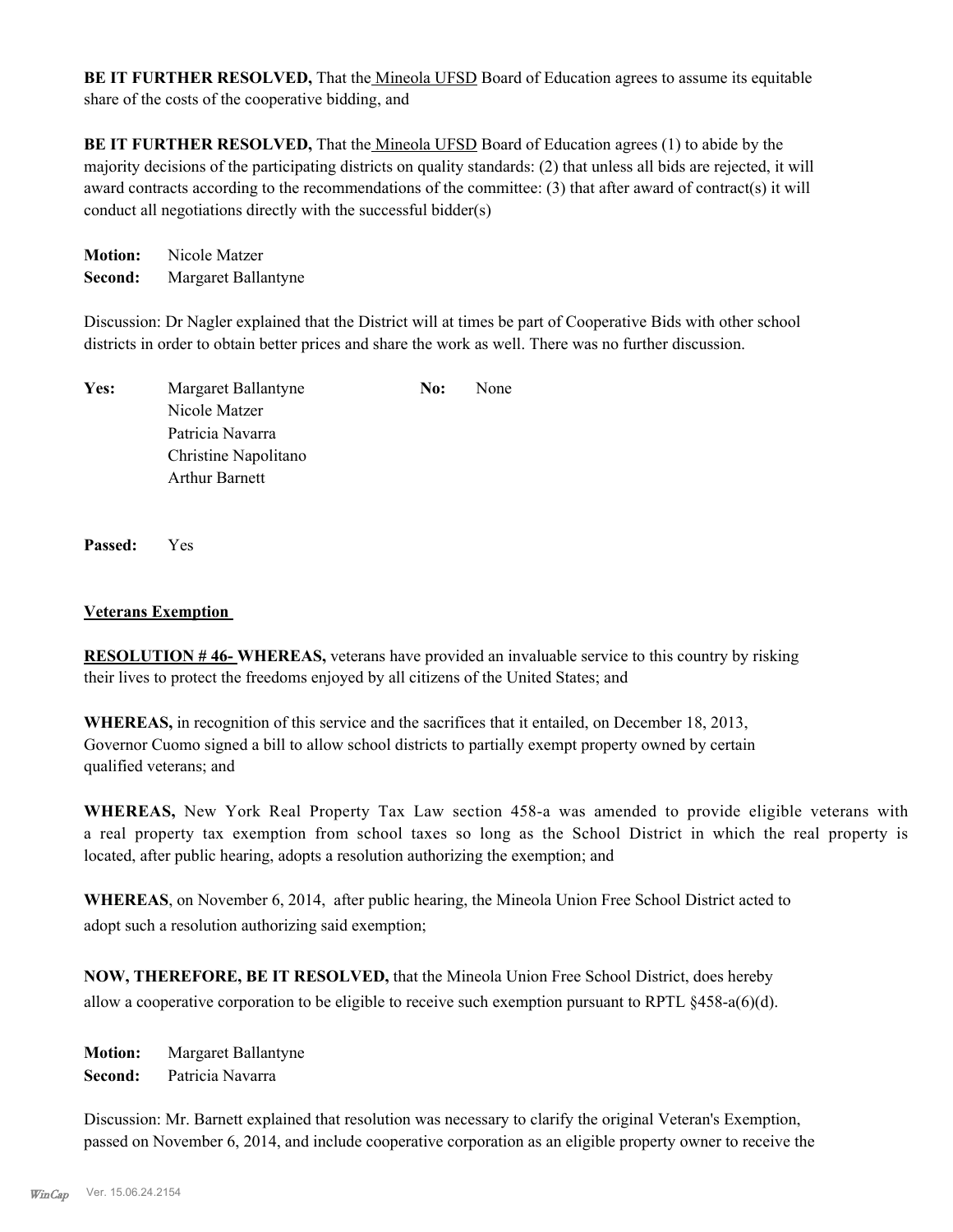**BE IT FURTHER RESOLVED,** That the Mineola UFSD Board of Education agrees to assume its equitable share of the costs of the cooperative bidding, and

**BE IT FURTHER RESOLVED,** That the Mineola UFSD Board of Education agrees (1) to abide by the majority decisions of the participating districts on quality standards: (2) that unless all bids are rejected, it will award contracts according to the recommendations of the committee: (3) that after award of contract(s) it will conduct all negotiations directly with the successful bidder(s)

**Motion:** Nicole Matzer
**Second:** Margaret Ballantyne

Discussion: Dr Nagler explained that the District will at times be part of Cooperative Bids with other school districts in order to obtain better prices and share the work as well. There was no further discussion.

| **Yes:** | | **No:** | |
|---|---|---|---|
| | Margaret Ballantyne | | None |
| | Nicole Matzer | | |
| | Patricia Navarra | | |
| | Christine Napolitano | | |
| | Arthur Barnett | | |

**Passed:** Yes

**Veterans Exemption**

**RESOLUTION # 46- WHEREAS,** veterans have provided an invaluable service to this country by risking their lives to protect the freedoms enjoyed by all citizens of the United States; and

**WHEREAS,** in recognition of this service and the sacrifices that it entailed, on December 18, 2013, Governor Cuomo signed a bill to allow school districts to partially exempt property owned by certain qualified veterans; and

**WHEREAS,** New York Real Property Tax Law section 458-a was amended to provide eligible veterans with a real property tax exemption from school taxes so long as the School District in which the real property is located, after public hearing, adopts a resolution authorizing the exemption; and

**WHEREAS**, on November 6, 2014, after public hearing, the Mineola Union Free School District acted to adopt such a resolution authorizing said exemption;

**NOW, THEREFORE, BE IT RESOLVED,** that the Mineola Union Free School District, does hereby allow a cooperative corporation to be eligible to receive such exemption pursuant to RPTL §458-a(6)(d).

**Motion:** Margaret Ballantyne
**Second:** Patricia Navarra

Discussion: Mr. Barnett explained that resolution was necessary to clarify the original Veteran's Exemption, passed on November 6, 2014, and include cooperative corporation as an eligible property owner to receive the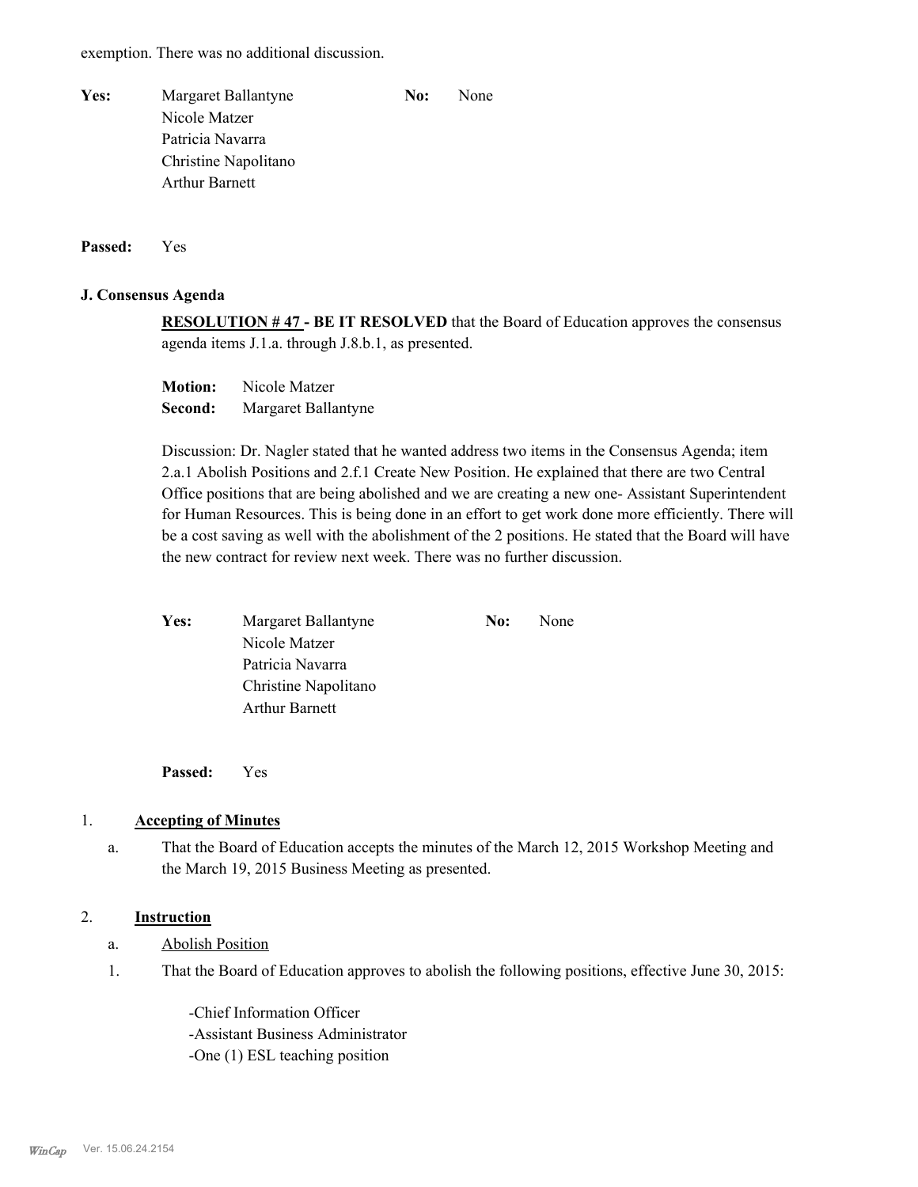exemption. There was no additional discussion.

| **Yes:** | Margaret Ballantyne | **No:** | None |
|---|---|---|---|
| | Nicole Matzer | | |
| | Patricia Navarra | | |
| | Christine Napolitano | | |
| | Arthur Barnett | | |

**Passed:** Yes

### J. Consensus Agenda

**RESOLUTION # 47 - BE IT RESOLVED** that the Board of Education approves the consensus agenda items J.1.a. through J.8.b.1, as presented.

**Motion:** Nicole Matzer
**Second:** Margaret Ballantyne

Discussion: Dr. Nagler stated that he wanted address two items in the Consensus Agenda; item 2.a.1 Abolish Positions and 2.f.1 Create New Position. He explained that there are two Central Office positions that are being abolished and we are creating a new one- Assistant Superintendent for Human Resources. This is being done in an effort to get work done more efficiently. There will be a cost saving as well with the abolishment of the 2 positions. He stated that the Board will have the new contract for review next week. There was no further discussion.

| **Yes:** | Margaret Ballantyne | **No:** | None |
|---|---|---|---|
| | Nicole Matzer | | |
| | Patricia Navarra | | |
| | Christine Napolitano | | |
| | Arthur Barnett | | |

**Passed:** Yes

1. **Accepting of Minutes**

   a. That the Board of Education accepts the minutes of the March 12, 2015 Workshop Meeting and the March 19, 2015 Business Meeting as presented.

2. **Instruction**

   a. Abolish Position

   1. That the Board of Education approves to abolish the following positions, effective June 30, 2015:

      -Chief Information Officer
      -Assistant Business Administrator
      -One (1) ESL teaching position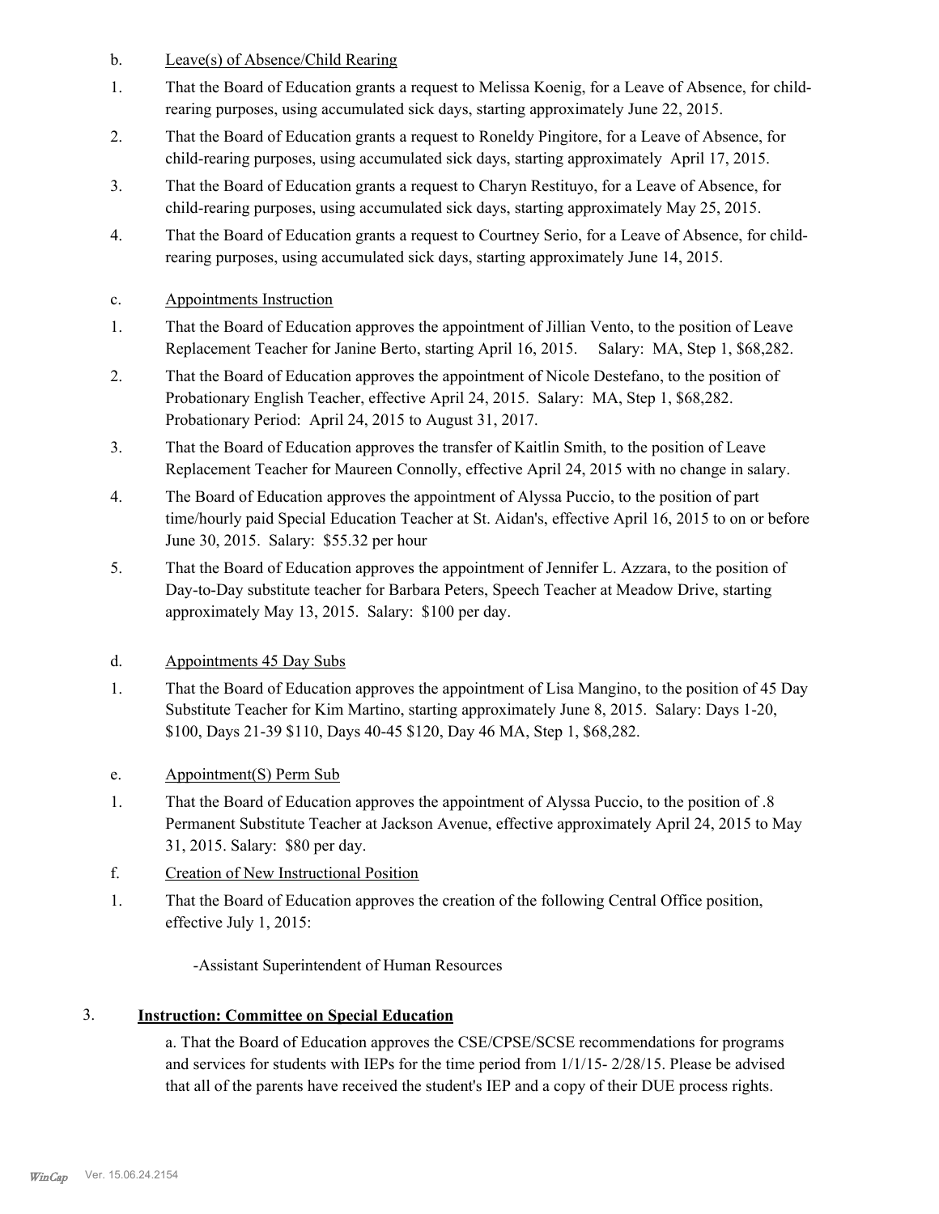b. Leave(s) of Absence/Child Rearing

1. That the Board of Education grants a request to Melissa Koenig, for a Leave of Absence, for child-rearing purposes, using accumulated sick days, starting approximately June 22, 2015.
2. That the Board of Education grants a request to Roneldy Pingitore, for a Leave of Absence, for child-rearing purposes, using accumulated sick days, starting approximately April 17, 2015.
3. That the Board of Education grants a request to Charyn Restituyo, for a Leave of Absence, for child-rearing purposes, using accumulated sick days, starting approximately May 25, 2015.
4. That the Board of Education grants a request to Courtney Serio, for a Leave of Absence, for child-rearing purposes, using accumulated sick days, starting approximately June 14, 2015.

c. Appointments Instruction

1. That the Board of Education approves the appointment of Jillian Vento, to the position of Leave Replacement Teacher for Janine Berto, starting April 16, 2015. Salary: MA, Step 1, $68,282.
2. That the Board of Education approves the appointment of Nicole Destefano, to the position of Probationary English Teacher, effective April 24, 2015. Salary: MA, Step 1, $68,282. Probationary Period: April 24, 2015 to August 31, 2017.
3. That the Board of Education approves the transfer of Kaitlin Smith, to the position of Leave Replacement Teacher for Maureen Connolly, effective April 24, 2015 with no change in salary.
4. The Board of Education approves the appointment of Alyssa Puccio, to the position of part time/hourly paid Special Education Teacher at St. Aidan's, effective April 16, 2015 to on or before June 30, 2015. Salary: $55.32 per hour
5. That the Board of Education approves the appointment of Jennifer L. Azzara, to the position of Day-to-Day substitute teacher for Barbara Peters, Speech Teacher at Meadow Drive, starting approximately May 13, 2015. Salary: $100 per day.

d. Appointments 45 Day Subs

1. That the Board of Education approves the appointment of Lisa Mangino, to the position of 45 Day Substitute Teacher for Kim Martino, starting approximately June 8, 2015. Salary: Days 1-20, $100, Days 21-39 $110, Days 40-45 $120, Day 46 MA, Step 1, $68,282.

e. Appointment(S) Perm Sub

1. That the Board of Education approves the appointment of Alyssa Puccio, to the position of .8 Permanent Substitute Teacher at Jackson Avenue, effective approximately April 24, 2015 to May 31, 2015. Salary: $80 per day.

f. Creation of New Instructional Position

1. That the Board of Education approves the creation of the following Central Office position, effective July 1, 2015:

   -Assistant Superintendent of Human Resources

3. **Instruction: Committee on Special Education**

   a. That the Board of Education approves the CSE/CPSE/SCSE recommendations for programs and services for students with IEPs for the time period from 1/1/15- 2/28/15. Please be advised that all of the parents have received the student's IEP and a copy of their DUE process rights.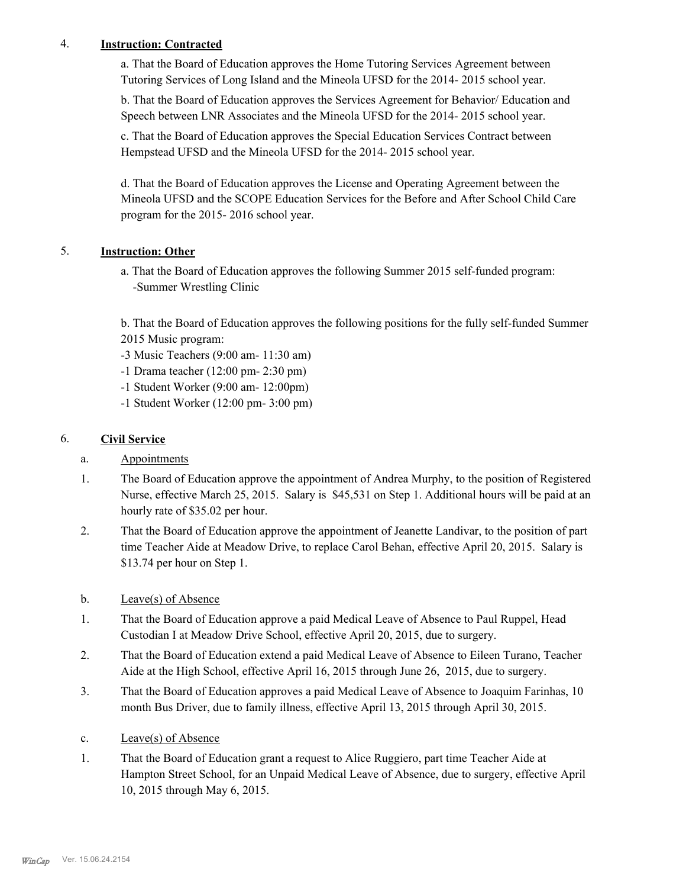4. **Instruction: Contracted**

a. That the Board of Education approves the Home Tutoring Services Agreement between Tutoring Services of Long Island and the Mineola UFSD for the 2014- 2015 school year.

b. That the Board of Education approves the Services Agreement for Behavior/ Education and Speech between LNR Associates and the Mineola UFSD for the 2014- 2015 school year.

c. That the Board of Education approves the Special Education Services Contract between Hempstead UFSD and the Mineola UFSD for the 2014- 2015 school year.

d. That the Board of Education approves the License and Operating Agreement between the Mineola UFSD and the SCOPE Education Services for the Before and After School Child Care program for the 2015- 2016 school year.

5. **Instruction: Other**

a. That the Board of Education approves the following Summer 2015 self-funded program:
-Summer Wrestling Clinic

b. That the Board of Education approves the following positions for the fully self-funded Summer 2015 Music program:
-3 Music Teachers (9:00 am- 11:30 am)
-1 Drama teacher (12:00 pm- 2:30 pm)
-1 Student Worker (9:00 am- 12:00pm)
-1 Student Worker (12:00 pm- 3:00 pm)

6. **Civil Service**

a. Appointments

1. The Board of Education approve the appointment of Andrea Murphy, to the position of Registered Nurse, effective March 25, 2015. Salary is $45,531 on Step 1. Additional hours will be paid at an hourly rate of $35.02 per hour.

2. That the Board of Education approve the appointment of Jeanette Landivar, to the position of part time Teacher Aide at Meadow Drive, to replace Carol Behan, effective April 20, 2015. Salary is $13.74 per hour on Step 1.

b. Leave(s) of Absence

1. That the Board of Education approve a paid Medical Leave of Absence to Paul Ruppel, Head Custodian I at Meadow Drive School, effective April 20, 2015, due to surgery.

2. That the Board of Education extend a paid Medical Leave of Absence to Eileen Turano, Teacher Aide at the High School, effective April 16, 2015 through June 26, 2015, due to surgery.

3. That the Board of Education approves a paid Medical Leave of Absence to Joaquim Farinhas, 10 month Bus Driver, due to family illness, effective April 13, 2015 through April 30, 2015.

c. Leave(s) of Absence

1. That the Board of Education grant a request to Alice Ruggiero, part time Teacher Aide at Hampton Street School, for an Unpaid Medical Leave of Absence, due to surgery, effective April 10, 2015 through May 6, 2015.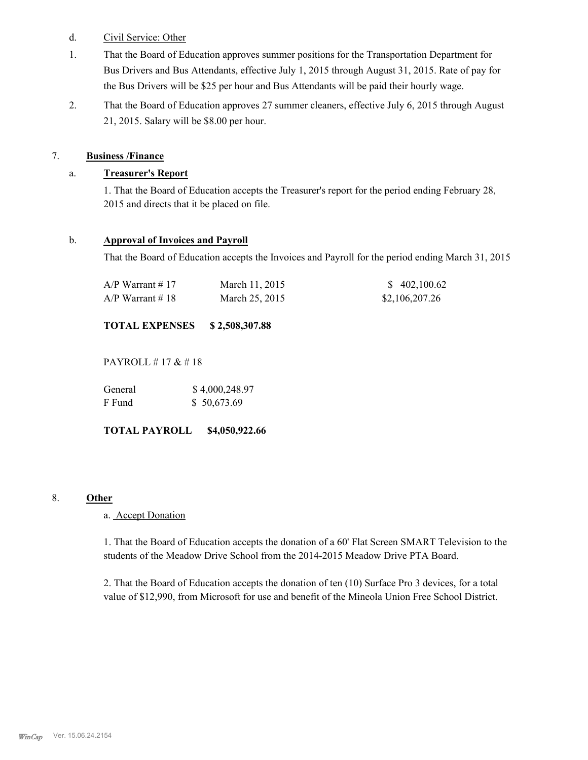d. Civil Service: Other

1. That the Board of Education approves summer positions for the Transportation Department for Bus Drivers and Bus Attendants, effective July 1, 2015 through August 31, 2015. Rate of pay for the Bus Drivers will be $25 per hour and Bus Attendants will be paid their hourly wage.

2. That the Board of Education approves 27 summer cleaners, effective July 6, 2015 through August 21, 2015. Salary will be $8.00 per hour.

7. **Business /Finance**

a. **Treasurer's Report**

1. That the Board of Education accepts the Treasurer's report for the period ending February 28, 2015 and directs that it be placed on file.

b. **Approval of Invoices and Payroll**

That the Board of Education accepts the Invoices and Payroll for the period ending March 31, 2015

| | | |
|---|---|---|
| A/P Warrant # 17 | March 11, 2015 | $ 402,100.62 |
| A/P Warrant # 18 | March 25, 2015 | $2,106,207.26 |

**TOTAL EXPENSES $ 2,508,307.88**

PAYROLL # 17 & # 18

| | |
|---|---|
| General | $ 4,000,248.97 |
| F Fund | $ 50,673.69 |

**TOTAL PAYROLL $4,050,922.66**

8. **Other**

a. Accept Donation

1. That the Board of Education accepts the donation of a 60' Flat Screen SMART Television to the students of the Meadow Drive School from the 2014-2015 Meadow Drive PTA Board.

2. That the Board of Education accepts the donation of ten (10) Surface Pro 3 devices, for a total value of $12,990, from Microsoft for use and benefit of the Mineola Union Free School District.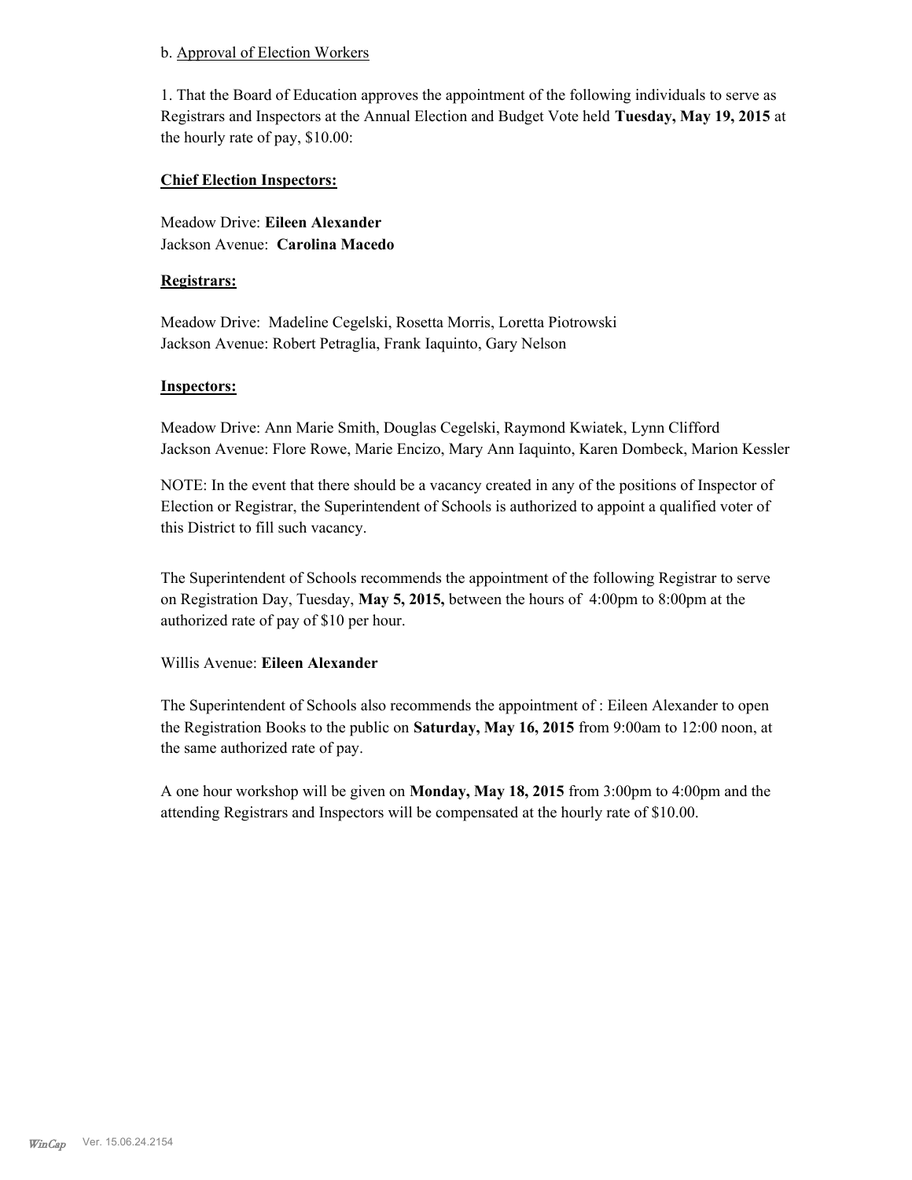b. Approval of Election Workers

1. That the Board of Education approves the appointment of the following individuals to serve as Registrars and Inspectors at the Annual Election and Budget Vote held **Tuesday, May 19, 2015** at the hourly rate of pay, $10.00:

**Chief Election Inspectors:**

Meadow Drive: **Eileen Alexander**
Jackson Avenue: **Carolina Macedo**

**Registrars:**

Meadow Drive: Madeline Cegelski, Rosetta Morris, Loretta Piotrowski
Jackson Avenue: Robert Petraglia, Frank Iaquinto, Gary Nelson

**Inspectors:**

Meadow Drive: Ann Marie Smith, Douglas Cegelski, Raymond Kwiatek, Lynn Clifford
Jackson Avenue: Flore Rowe, Marie Encizo, Mary Ann Iaquinto, Karen Dombeck, Marion Kessler

NOTE: In the event that there should be a vacancy created in any of the positions of Inspector of Election or Registrar, the Superintendent of Schools is authorized to appoint a qualified voter of this District to fill such vacancy.

The Superintendent of Schools recommends the appointment of the following Registrar to serve on Registration Day, Tuesday, **May 5, 2015,** between the hours of 4:00pm to 8:00pm at the authorized rate of pay of $10 per hour.

Willis Avenue: **Eileen Alexander**

The Superintendent of Schools also recommends the appointment of : Eileen Alexander to open the Registration Books to the public on **Saturday, May 16, 2015** from 9:00am to 12:00 noon, at the same authorized rate of pay.

A one hour workshop will be given on **Monday, May 18, 2015** from 3:00pm to 4:00pm and the attending Registrars and Inspectors will be compensated at the hourly rate of $10.00.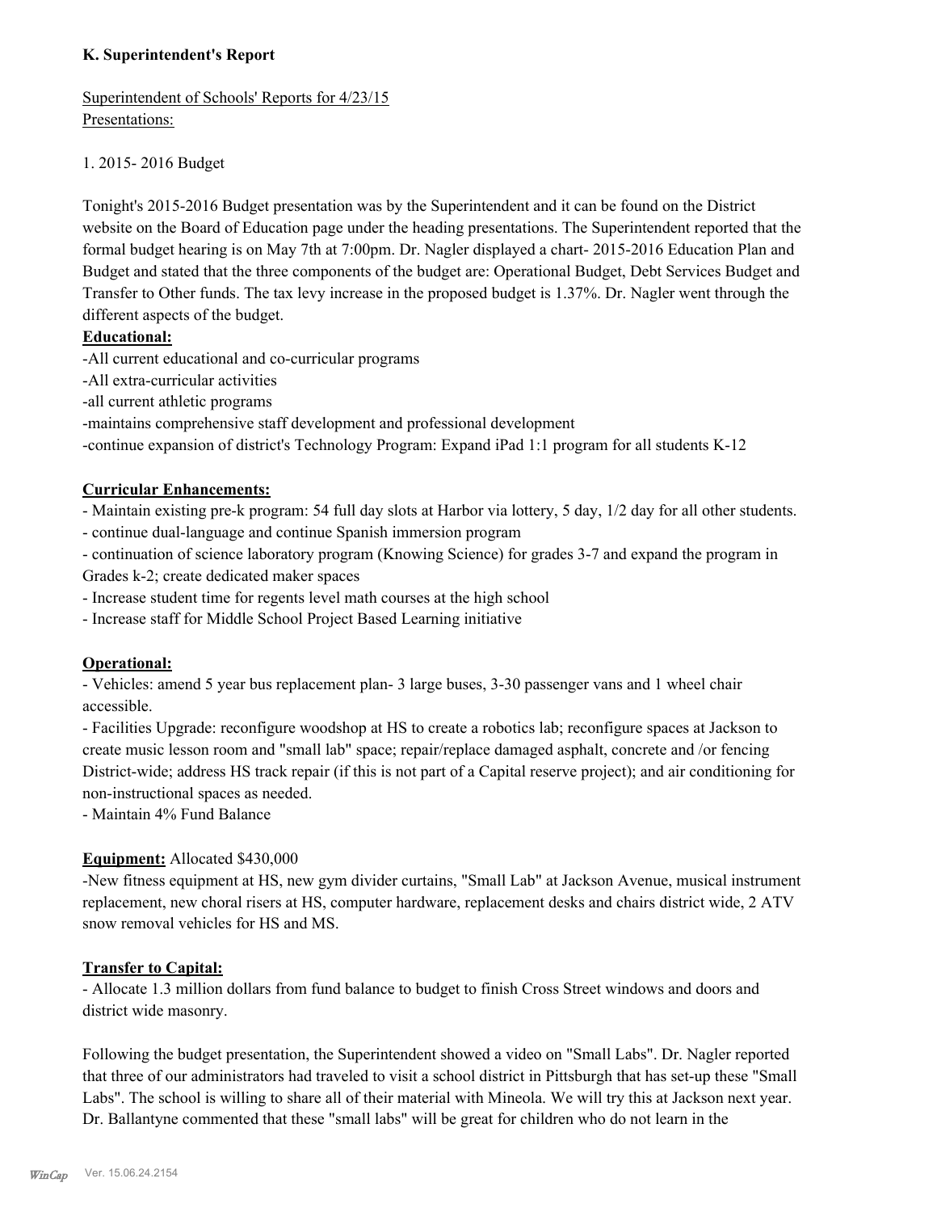**K. Superintendent's Report**

Superintendent of Schools' Reports for 4/23/15
Presentations:

1. 2015- 2016 Budget

Tonight's 2015-2016 Budget presentation was by the Superintendent and it can be found on the District website on the Board of Education page under the heading presentations. The Superintendent reported that the formal budget hearing is on May 7th at 7:00pm. Dr. Nagler displayed a chart- 2015-2016 Education Plan and Budget and stated that the three components of the budget are: Operational Budget, Debt Services Budget and Transfer to Other funds. The tax levy increase in the proposed budget is 1.37%. Dr. Nagler went through the different aspects of the budget.

**Educational:**

-All current educational and co-curricular programs
-All extra-curricular activities
-all current athletic programs
-maintains comprehensive staff development and professional development
-continue expansion of district's Technology Program: Expand iPad 1:1 program for all students K-12

**Curricular Enhancements:**

- Maintain existing pre-k program: 54 full day slots at Harbor via lottery, 5 day, 1/2 day for all other students.
- continue dual-language and continue Spanish immersion program
- continuation of science laboratory program (Knowing Science) for grades 3-7 and expand the program in Grades k-2; create dedicated maker spaces
- Increase student time for regents level math courses at the high school
- Increase staff for Middle School Project Based Learning initiative

**Operational:**

- Vehicles: amend 5 year bus replacement plan- 3 large buses, 3-30 passenger vans and 1 wheel chair accessible.
- Facilities Upgrade: reconfigure woodshop at HS to create a robotics lab; reconfigure spaces at Jackson to create music lesson room and "small lab" space; repair/replace damaged asphalt, concrete and /or fencing District-wide; address HS track repair (if this is not part of a Capital reserve project); and air conditioning for non-instructional spaces as needed.
- Maintain 4% Fund Balance

**Equipment:** Allocated $430,000

-New fitness equipment at HS, new gym divider curtains, "Small Lab" at Jackson Avenue, musical instrument replacement, new choral risers at HS, computer hardware, replacement desks and chairs district wide, 2 ATV snow removal vehicles for HS and MS.

**Transfer to Capital:**

- Allocate 1.3 million dollars from fund balance to budget to finish Cross Street windows and doors and district wide masonry.

Following the budget presentation, the Superintendent showed a video on "Small Labs". Dr. Nagler reported that three of our administrators had traveled to visit a school district in Pittsburgh that has set-up these "Small Labs". The school is willing to share all of their material with Mineola. We will try this at Jackson next year. Dr. Ballantyne commented that these "small labs" will be great for children who do not learn in the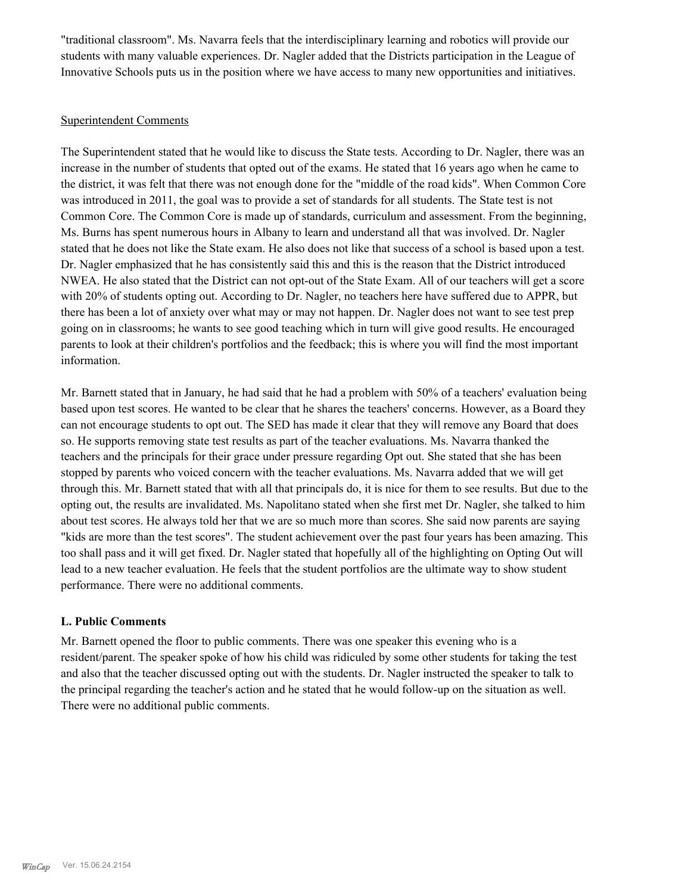"traditional classroom". Ms. Navarra feels that the interdisciplinary learning and robotics will provide our students with many valuable experiences. Dr. Nagler added that the Districts participation in the League of Innovative Schools puts us in the position where we have access to many new opportunities and initiatives.

Superintendent Comments

The Superintendent stated that he would like to discuss the State tests. According to Dr. Nagler, there was an increase in the number of students that opted out of the exams. He stated that 16 years ago when he came to the district, it was felt that there was not enough done for the "middle of the road kids". When Common Core was introduced in 2011, the goal was to provide a set of standards for all students. The State test is not Common Core. The Common Core is made up of standards, curriculum and assessment. From the beginning, Ms. Burns has spent numerous hours in Albany to learn and understand all that was involved. Dr. Nagler stated that he does not like the State exam. He also does not like that success of a school is based upon a test. Dr. Nagler emphasized that he has consistently said this and this is the reason that the District introduced NWEA. He also stated that the District can not opt-out of the State Exam. All of our teachers will get a score with 20% of students opting out. According to Dr. Nagler, no teachers here have suffered due to APPR, but there has been a lot of anxiety over what may or may not happen. Dr. Nagler does not want to see test prep going on in classrooms; he wants to see good teaching which in turn will give good results. He encouraged parents to look at their children's portfolios and the feedback; this is where you will find the most important information.

Mr. Barnett stated that in January, he had said that he had a problem with 50% of a teachers' evaluation being based upon test scores. He wanted to be clear that he shares the teachers' concerns. However, as a Board they can not encourage students to opt out. The SED has made it clear that they will remove any Board that does so. He supports removing state test results as part of the teacher evaluations. Ms. Navarra thanked the teachers and the principals for their grace under pressure regarding Opt out. She stated that she has been stopped by parents who voiced concern with the teacher evaluations. Ms. Navarra added that we will get through this. Mr. Barnett stated that with all that principals do, it is nice for them to see results. But due to the opting out, the results are invalidated. Ms. Napolitano stated when she first met Dr. Nagler, she talked to him about test scores. He always told her that we are so much more than scores. She said now parents are saying "kids are more than the test scores". The student achievement over the past four years has been amazing. This too shall pass and it will get fixed. Dr. Nagler stated that hopefully all of the highlighting on Opting Out will lead to a new teacher evaluation. He feels that the student portfolios are the ultimate way to show student performance. There were no additional comments.

### L. Public Comments

Mr. Barnett opened the floor to public comments. There was one speaker this evening who is a resident/parent. The speaker spoke of how his child was ridiculed by some other students for taking the test and also that the teacher discussed opting out with the students. Dr. Nagler instructed the speaker to talk to the principal regarding the teacher's action and he stated that he would follow-up on the situation as well. There were no additional public comments.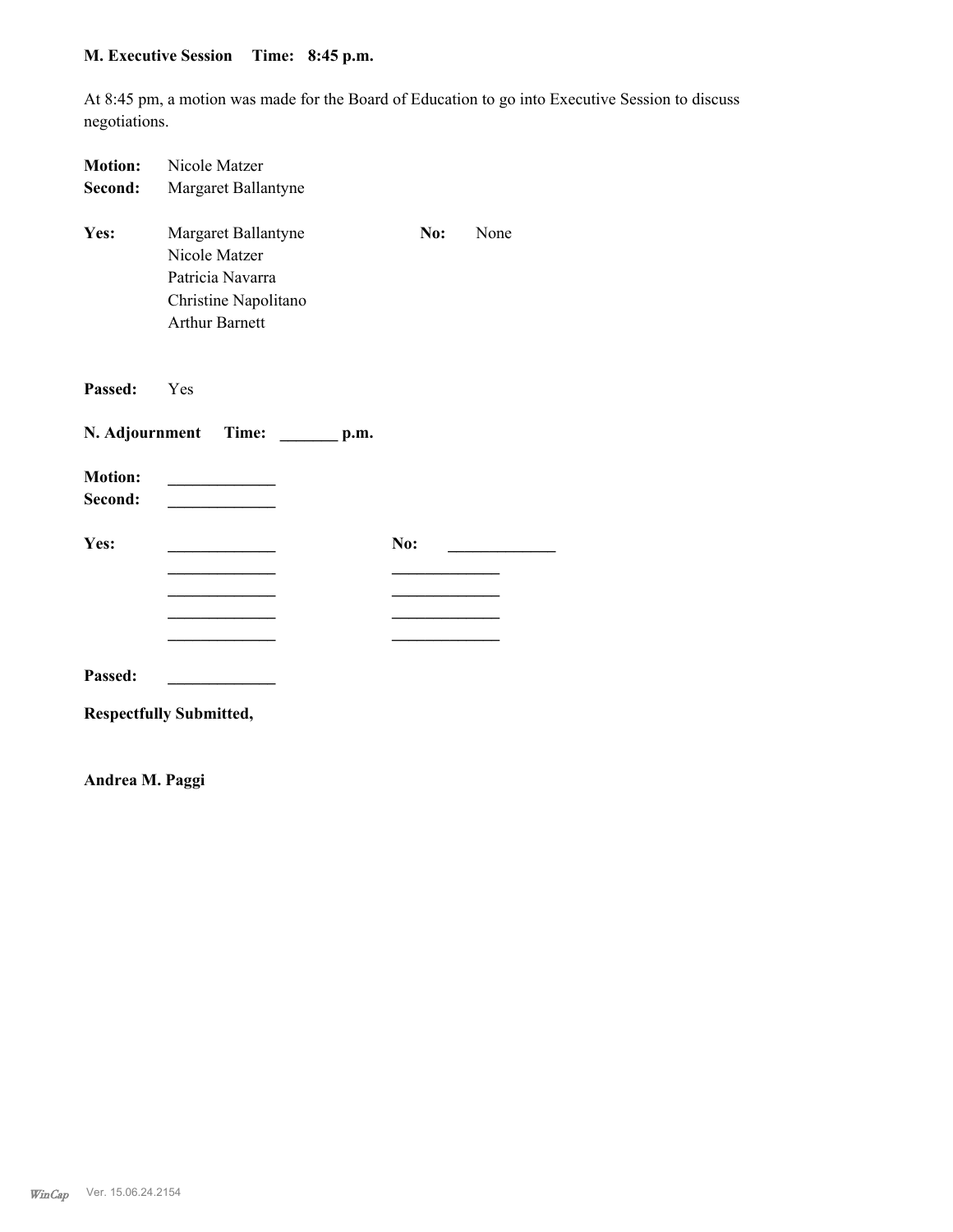**M. Executive Session Time: 8:45 p.m.**

At 8:45 pm, a motion was made for the Board of Education to go into Executive Session to discuss negotiations.

**Motion:** Nicole Matzer
**Second:** Margaret Ballantyne

**Yes:** Margaret Ballantyne
Nicole Matzer
Patricia Navarra
Christine Napolitano
Arthur Barnett

**No:** None

**Passed:** Yes

**N. Adjournment Time: _______ p.m.**

**Motion:** _____________
**Second:** _____________

**Yes:** _____________
_____________
_____________
_____________
_____________

**No:** _____________
_____________
_____________
_____________
_____________

**Passed:** _____________

**Respectfully Submitted,**

**Andrea M. Paggi**

WinCap Ver. 15.06.24.2154